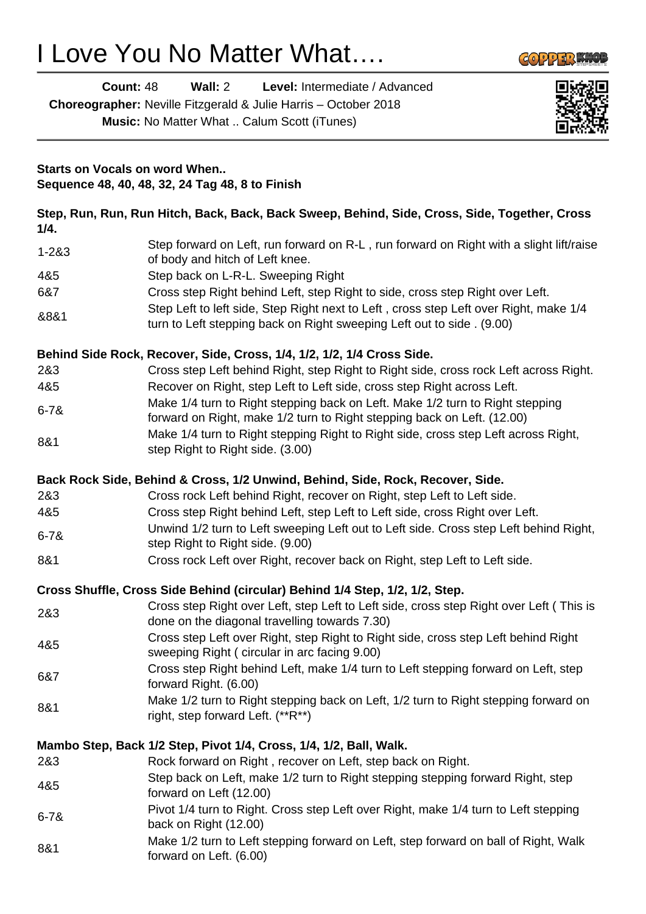# I Love You No Matter What….

**Count:** 48 **Wall:** 2 **Level:** Intermediate / Advanced

**Choreographer:** Neville Fitzgerald & Julie Harris – October 2018

**Music:** No Matter What .. Calum Scott (iTunes)

**Starts on Vocals on word When..**

**Sequence 48, 40, 48, 32, 24 Tag 48, 8 to Finish**

**Step, Run, Run, Run Hitch, Back, Back, Back Sweep, Behind, Side, Cross, Side, Together, Cross 1/4.**

| | |
|---|---|
| 1-2&3 | Step forward on Left, run forward on R-L , run forward on Right with a slight lift/raise of body and hitch of Left knee. |
| 4&5 | Step back on L-R-L. Sweeping Right |
| 6&7 | Cross step Right behind Left, step Right to side, cross step Right over Left. |
| &8&1 | Step Left to left side, Step Right next to Left , cross step Left over Right, make 1/4 turn to Left stepping back on Right sweeping Left out to side . (9.00) |

**Behind Side Rock, Recover, Side, Cross, 1/4, 1/2, 1/2, 1/4 Cross Side.**

| | |
|---|---|
| 2&3 | Cross step Left behind Right, step Right to Right side, cross rock Left across Right. |
| 4&5 | Recover on Right, step Left to Left side, cross step Right across Left. |
| 6-7& | Make 1/4 turn to Right stepping back on Left. Make 1/2 turn to Right stepping forward on Right, make 1/2 turn to Right stepping back on Left. (12.00) |
| 8&1 | Make 1/4 turn to Right stepping Right to Right side, cross step Left across Right, step Right to Right side. (3.00) |

**Back Rock Side, Behind & Cross, 1/2 Unwind, Behind, Side, Rock, Recover, Side.**

| | |
|---|---|
| 2&3 | Cross rock Left behind Right, recover on Right, step Left to Left side. |
| 4&5 | Cross step Right behind Left, step Left to Left side, cross Right over Left. |
| 6-7& | Unwind 1/2 turn to Left sweeping Left out to Left side. Cross step Left behind Right, step Right to Right side. (9.00) |
| 8&1 | Cross rock Left over Right, recover back on Right, step Left to Left side. |

**Cross Shuffle, Cross Side Behind (circular) Behind 1/4 Step, 1/2, 1/2, Step.**

| | |
|---|---|
| 2&3 | Cross step Right over Left, step Left to Left side, cross step Right over Left ( This is done on the diagonal travelling towards 7.30) |
| 4&5 | Cross step Left over Right, step Right to Right side, cross step Left behind Right sweeping Right ( circular in arc facing 9.00) |
| 6&7 | Cross step Right behind Left, make 1/4 turn to Left stepping forward on Left, step forward Right. (6.00) |
| 8&1 | Make 1/2 turn to Right stepping back on Left, 1/2 turn to Right stepping forward on right, step forward Left. (**R**) |

**Mambo Step, Back 1/2 Step, Pivot 1/4, Cross, 1/4, 1/2, Ball, Walk.**

| | |
|---|---|
| 2&3 | Rock forward on Right , recover on Left, step back on Right. |
| 4&5 | Step back on Left, make 1/2 turn to Right stepping stepping forward Right, step forward on Left (12.00) |
| 6-7& | Pivot 1/4 turn to Right. Cross step Left over Right, make 1/4 turn to Left stepping back on Right (12.00) |
| 8&1 | Make 1/2 turn to Left stepping forward on Left, step forward on ball of Right, Walk forward on Left. (6.00) |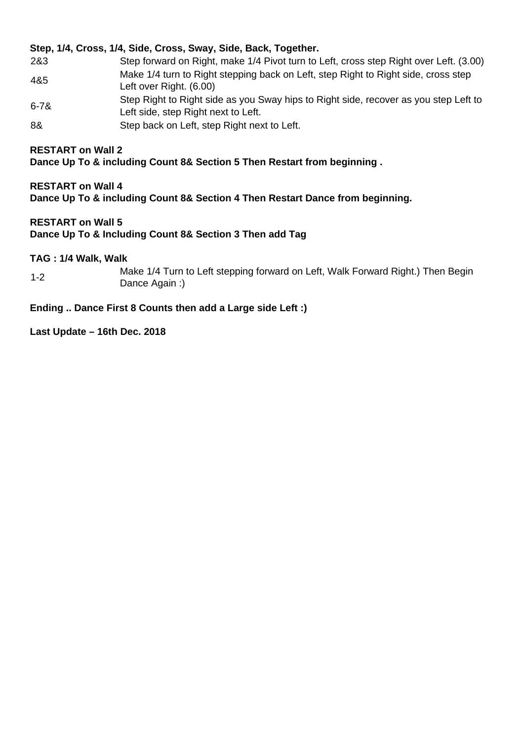**Step, 1/4, Cross, 1/4, Side, Cross, Sway, Side, Back, Together.**

| | |
|---|---|
| 2&3 | Step forward on Right, make 1/4 Pivot turn to Left, cross step Right over Left. (3.00) |
| 4&5 | Make 1/4 turn to Right stepping back on Left, step Right to Right side, cross step Left over Right. (6.00) |
| 6-7& | Step Right to Right side as you Sway hips to Right side, recover as you step Left to Left side, step Right next to Left. |
| 8& | Step back on Left, step Right next to Left. |

**RESTART on Wall 2**
**Dance Up To & including Count 8& Section 5 Then Restart from beginning .**

**RESTART on Wall 4**
**Dance Up To & including Count 8& Section 4 Then Restart Dance from beginning.**

**RESTART on Wall 5**
**Dance Up To & Including Count 8& Section 3 Then add Tag**

**TAG : 1/4 Walk, Walk**

| | |
|---|---|
| 1-2 | Make 1/4 Turn to Left stepping forward on Left, Walk Forward Right.) Then Begin Dance Again :) |

**Ending .. Dance First 8 Counts then add a Large side Left :)**

**Last Update – 16th Dec. 2018**